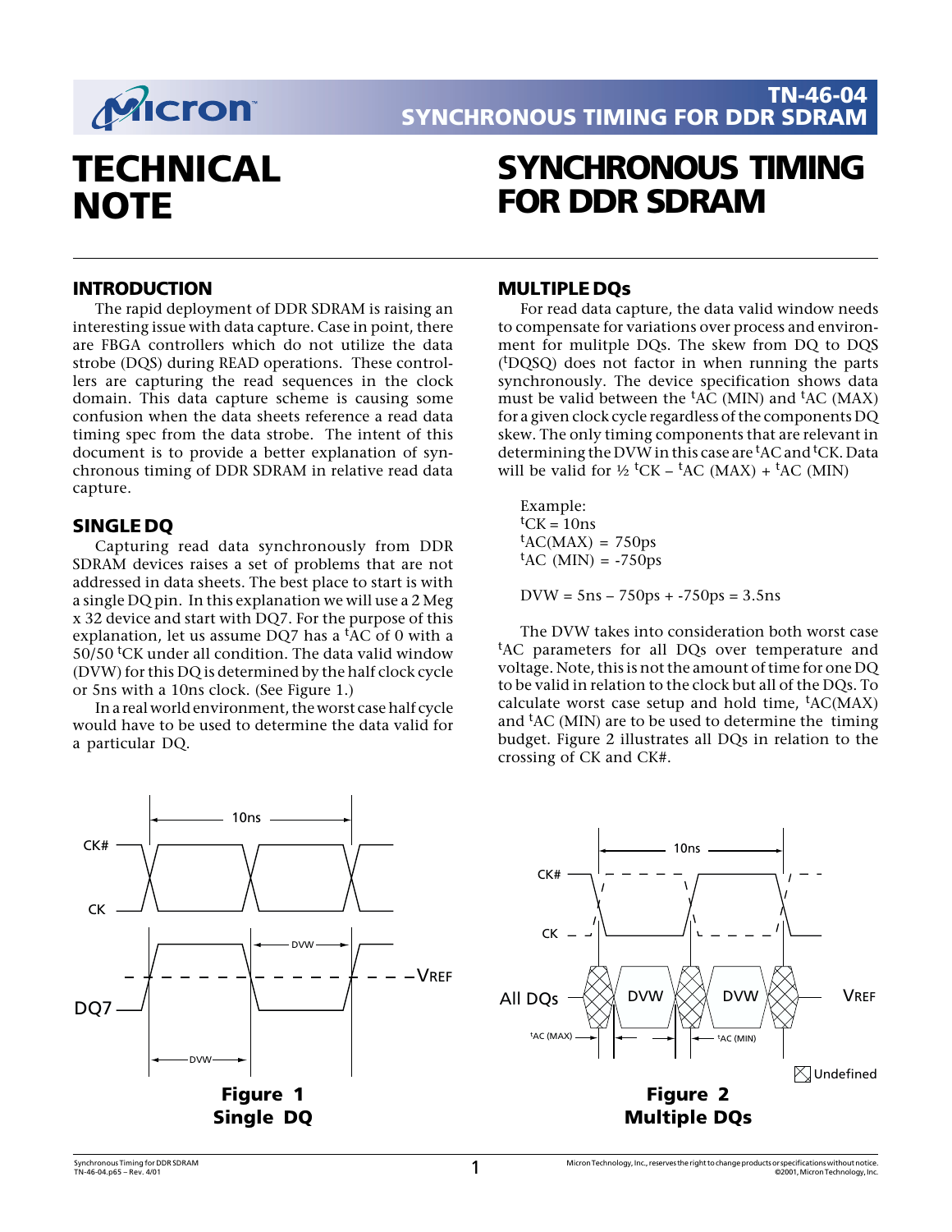# TECHNICAL NOTE

# SYNCHRONOUS TIMING FOR DDR SDRAM

## INTRODUCTION

The rapid deployment of DDR SDRAM is raising an interesting issue with data capture. Case in point, there are FBGA controllers which do not utilize the data strobe (DQS) during READ operations. These controllers are capturing the read sequences in the clock domain. This data capture scheme is causing some confusion when the data sheets reference a read data timing spec from the data strobe. The intent of this document is to provide a better explanation of synchronous timing of DDR SDRAM in relative read data capture.

## SINGLE DQ

Capturing read data synchronously from DDR SDRAM devices raises a set of problems that are not addressed in data sheets. The best place to start is with a single DQ pin. In this explanation we will use a 2 Meg x 32 device and start with DQ7. For the purpose of this explanation, let us assume DQ7 has a $^tAC$ of 0 with a 50/50 $^tCK$ under all condition. The data valid window (DVW) for this DQ is determined by the half clock cycle or 5ns with a 10ns clock. (See Figure 1.)

In a real world environment, the worst case half cycle would have to be used to determine the data valid for a particular DQ.

**Figure 1**
**Single DQ**

## MULTIPLE DQs

For read data capture, the data valid window needs to compensate for variations over process and environment for mulitple DQs. The skew from DQ to DQS ($^tDQSQ$) does not factor in when running the parts synchronously. The device specification shows data must be valid between the $^tAC$ (MIN) and $^tAC$ (MAX) for a given clock cycle regardless of the components DQ skew. The only timing components that are relevant in determining the DVW in this case are $^tAC$ and $^tCK$. Data will be valid for ½ $^tCK$ – $^tAC$ (MAX) + $^tAC$ (MIN)

Example:
$^tCK$ = 10ns
$^tAC$(MAX) = 750ps
$^tAC$ (MIN) = -750ps

DVW = 5ns – 750ps + -750ps = 3.5ns

The DVW takes into consideration both worst case $^tAC$ parameters for all DQs over temperature and voltage. Note, this is not the amount of time for one DQ to be valid in relation to the clock but all of the DQs. To calculate worst case setup and hold time, $^tAC$(MAX) and $^tAC$ (MIN) are to be used to determine the timing budget. Figure 2 illustrates all DQs in relation to the crossing of CK and CK#.

**Figure 2**
**Multiple DQs**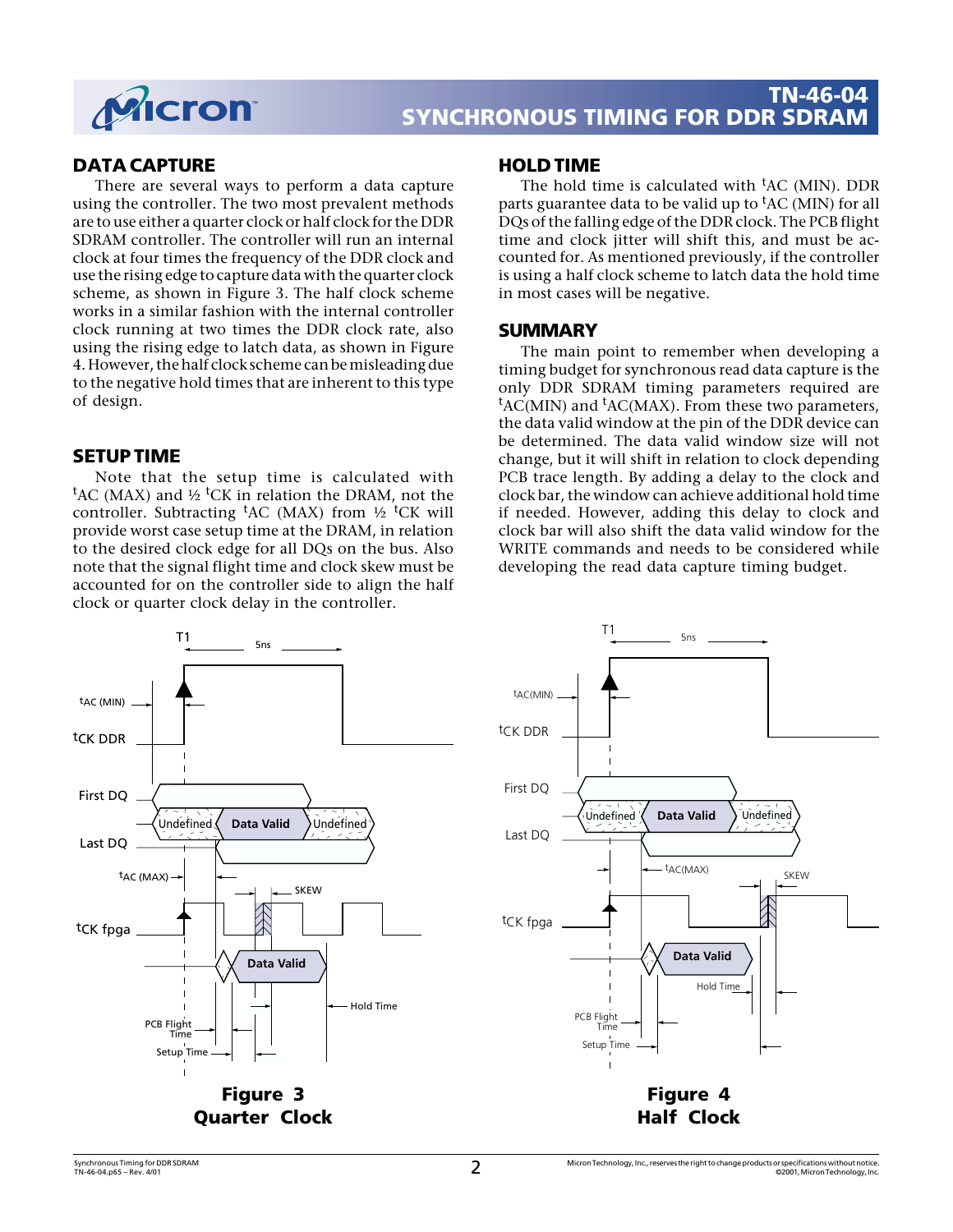## DATA CAPTURE

There are several ways to perform a data capture using the controller. The two most prevalent methods are to use either a quarter clock or half clock for the DDR SDRAM controller. The controller will run an internal clock at four times the frequency of the DDR clock and use the rising edge to capture data with the quarter clock scheme, as shown in Figure 3. The half clock scheme works in a similar fashion with the internal controller clock running at two times the DDR clock rate, also using the rising edge to latch data, as shown in Figure 4. However, the half clock scheme can be misleading due to the negative hold times that are inherent to this type of design.

## SETUP TIME

Note that the setup time is calculated with $^t$AC (MAX) and ½ $^t$CK in relation the DRAM, not the controller. Subtracting $^t$AC (MAX) from ½ $^t$CK will provide worst case setup time at the DRAM, in relation to the desired clock edge for all DQs on the bus. Also note that the signal flight time and clock skew must be accounted for on the controller side to align the half clock or quarter clock delay in the controller.

## HOLD TIME

The hold time is calculated with $^t$AC (MIN). DDR parts guarantee data to be valid up to $^t$AC (MIN) for all DQs of the falling edge of the DDR clock. The PCB flight time and clock jitter will shift this, and must be accounted for. As mentioned previously, if the controller is using a half clock scheme to latch data the hold time in most cases will be negative.

## SUMMARY

The main point to remember when developing a timing budget for synchronous read data capture is the only DDR SDRAM timing parameters required are $^t$AC(MIN) and $^t$AC(MAX). From these two parameters, the data valid window at the pin of the DDR device can be determined. The data valid window size will not change, but it will shift in relation to clock depending PCB trace length. By adding a delay to the clock and clock bar, the window can achieve additional hold time if needed. However, adding this delay to clock and clock bar will also shift the data valid window for the WRITE commands and needs to be considered while developing the read data capture timing budget.

**Figure 3**
**Quarter Clock**

**Figure 4**
**Half Clock**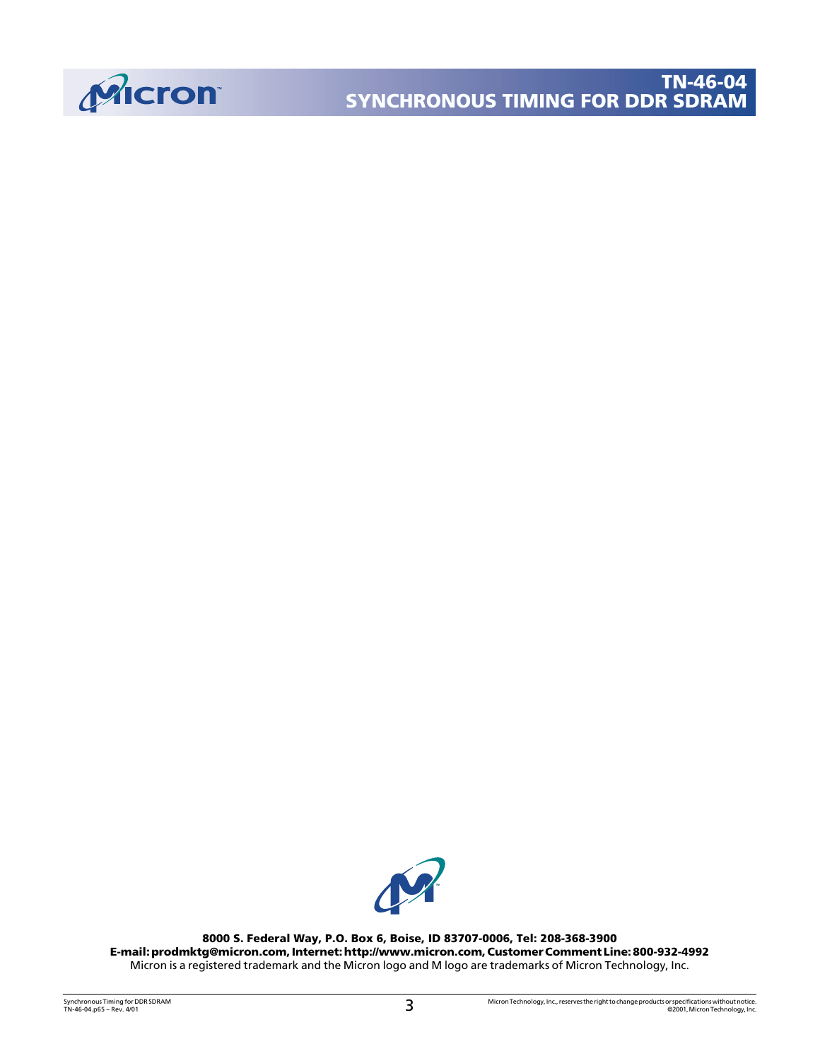**8000 S. Federal Way, P.O. Box 6, Boise, ID 83707-0006, Tel: 208-368-3900**
**E-mail: prodmktg@micron.com, Internet: http://www.micron.com, Customer Comment Line: 800-932-4992**
Micron is a registered trademark and the Micron logo and M logo are trademarks of Micron Technology, Inc.